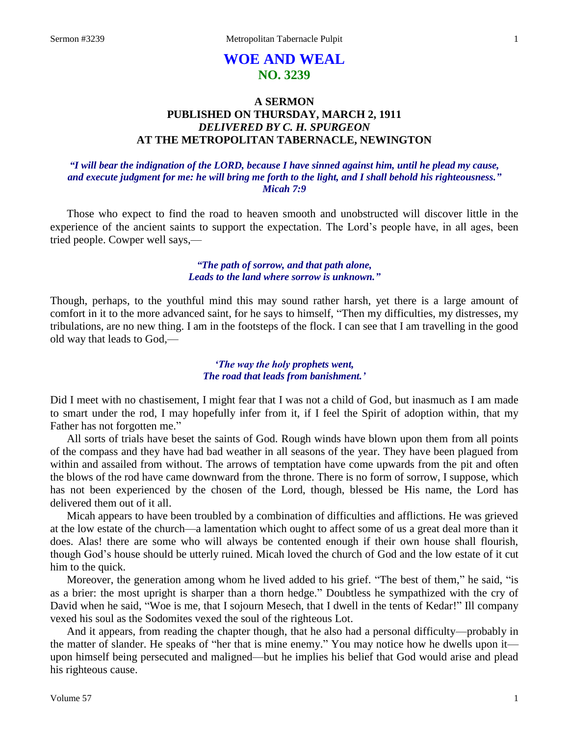# WOE AND WEAL
## NO. 3239

### A SERMON
### PUBLISHED ON THURSDAY, MARCH 2, 1911
### *DELIVERED BY C. H. SPURGEON*
### AT THE METROPOLITAN TABERNACLE, NEWINGTON

***"I will bear the indignation of the LORD, because I have sinned against him, until he plead my cause, and execute judgment for me: he will bring me forth to the light, and I shall behold his righteousness." Micah 7:9***

Those who expect to find the road to heaven smooth and unobstructed will discover little in the experience of the ancient saints to support the expectation. The Lord's people have, in all ages, been tried people. Cowper well says,—

> *"The path of sorrow, and that path alone,*
> *Leads to the land where sorrow is unknown."*

Though, perhaps, to the youthful mind this may sound rather harsh, yet there is a large amount of comfort in it to the more advanced saint, for he says to himself, "Then my difficulties, my distresses, my tribulations, are no new thing. I am in the footsteps of the flock. I can see that I am travelling in the good old way that leads to God,—

> *'The way the holy prophets went,*
> *The road that leads from banishment.'*

Did I meet with no chastisement, I might fear that I was not a child of God, but inasmuch as I am made to smart under the rod, I may hopefully infer from it, if I feel the Spirit of adoption within, that my Father has not forgotten me."

All sorts of trials have beset the saints of God. Rough winds have blown upon them from all points of the compass and they have had bad weather in all seasons of the year. They have been plagued from within and assailed from without. The arrows of temptation have come upwards from the pit and often the blows of the rod have came downward from the throne. There is no form of sorrow, I suppose, which has not been experienced by the chosen of the Lord, though, blessed be His name, the Lord has delivered them out of it all.

Micah appears to have been troubled by a combination of difficulties and afflictions. He was grieved at the low estate of the church—a lamentation which ought to affect some of us a great deal more than it does. Alas! there are some who will always be contented enough if their own house shall flourish, though God's house should be utterly ruined. Micah loved the church of God and the low estate of it cut him to the quick.

Moreover, the generation among whom he lived added to his grief. "The best of them," he said, "is as a brier: the most upright is sharper than a thorn hedge." Doubtless he sympathized with the cry of David when he said, "Woe is me, that I sojourn Mesech, that I dwell in the tents of Kedar!" Ill company vexed his soul as the Sodomites vexed the soul of the righteous Lot.

And it appears, from reading the chapter though, that he also had a personal difficulty—probably in the matter of slander. He speaks of "her that is mine enemy." You may notice how he dwells upon it—upon himself being persecuted and maligned—but he implies his belief that God would arise and plead his righteous cause.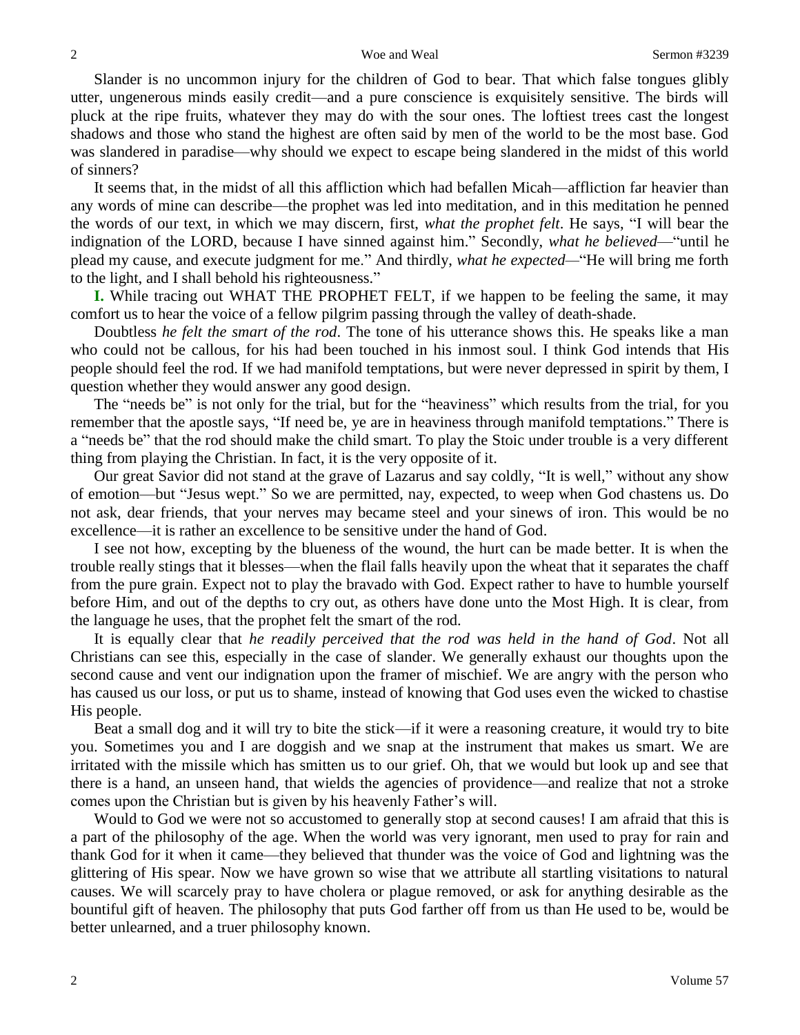Slander is no uncommon injury for the children of God to bear. That which false tongues glibly utter, ungenerous minds easily credit—and a pure conscience is exquisitely sensitive. The birds will pluck at the ripe fruits, whatever they may do with the sour ones. The loftiest trees cast the longest shadows and those who stand the highest are often said by men of the world to be the most base. God was slandered in paradise—why should we expect to escape being slandered in the midst of this world of sinners?

It seems that, in the midst of all this affliction which had befallen Micah—affliction far heavier than any words of mine can describe—the prophet was led into meditation, and in this meditation he penned the words of our text, in which we may discern, first, *what the prophet felt*. He says, "I will bear the indignation of the LORD, because I have sinned against him." Secondly, *what he believed*—"until he plead my cause, and execute judgment for me." And thirdly, *what he expected*—"He will bring me forth to the light, and I shall behold his righteousness."

**I.** While tracing out WHAT THE PROPHET FELT, if we happen to be feeling the same, it may comfort us to hear the voice of a fellow pilgrim passing through the valley of death-shade.

Doubtless *he felt the smart of the rod*. The tone of his utterance shows this. He speaks like a man who could not be callous, for his had been touched in his inmost soul. I think God intends that His people should feel the rod. If we had manifold temptations, but were never depressed in spirit by them, I question whether they would answer any good design.

The "needs be" is not only for the trial, but for the "heaviness" which results from the trial, for you remember that the apostle says, "If need be, ye are in heaviness through manifold temptations." There is a "needs be" that the rod should make the child smart. To play the Stoic under trouble is a very different thing from playing the Christian. In fact, it is the very opposite of it.

Our great Savior did not stand at the grave of Lazarus and say coldly, "It is well," without any show of emotion—but "Jesus wept." So we are permitted, nay, expected, to weep when God chastens us. Do not ask, dear friends, that your nerves may became steel and your sinews of iron. This would be no excellence—it is rather an excellence to be sensitive under the hand of God.

I see not how, excepting by the blueness of the wound, the hurt can be made better. It is when the trouble really stings that it blesses—when the flail falls heavily upon the wheat that it separates the chaff from the pure grain. Expect not to play the bravado with God. Expect rather to have to humble yourself before Him, and out of the depths to cry out, as others have done unto the Most High. It is clear, from the language he uses, that the prophet felt the smart of the rod.

It is equally clear that *he readily perceived that the rod was held in the hand of God*. Not all Christians can see this, especially in the case of slander. We generally exhaust our thoughts upon the second cause and vent our indignation upon the framer of mischief. We are angry with the person who has caused us our loss, or put us to shame, instead of knowing that God uses even the wicked to chastise His people.

Beat a small dog and it will try to bite the stick—if it were a reasoning creature, it would try to bite you. Sometimes you and I are doggish and we snap at the instrument that makes us smart. We are irritated with the missile which has smitten us to our grief. Oh, that we would but look up and see that there is a hand, an unseen hand, that wields the agencies of providence—and realize that not a stroke comes upon the Christian but is given by his heavenly Father's will.

Would to God we were not so accustomed to generally stop at second causes! I am afraid that this is a part of the philosophy of the age. When the world was very ignorant, men used to pray for rain and thank God for it when it came—they believed that thunder was the voice of God and lightning was the glittering of His spear. Now we have grown so wise that we attribute all startling visitations to natural causes. We will scarcely pray to have cholera or plague removed, or ask for anything desirable as the bountiful gift of heaven. The philosophy that puts God farther off from us than He used to be, would be better unlearned, and a truer philosophy known.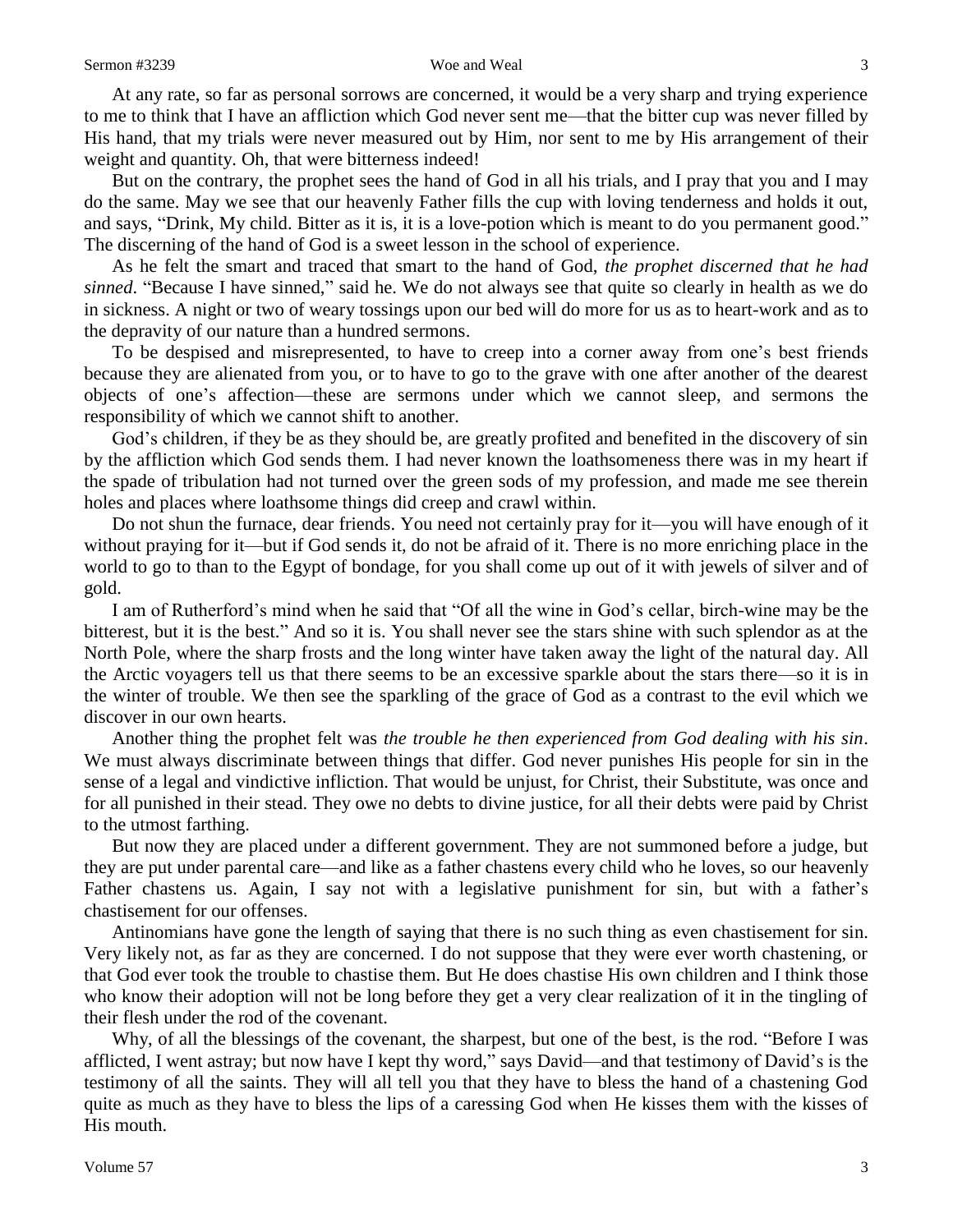At any rate, so far as personal sorrows are concerned, it would be a very sharp and trying experience to me to think that I have an affliction which God never sent me—that the bitter cup was never filled by His hand, that my trials were never measured out by Him, nor sent to me by His arrangement of their weight and quantity. Oh, that were bitterness indeed!

But on the contrary, the prophet sees the hand of God in all his trials, and I pray that you and I may do the same. May we see that our heavenly Father fills the cup with loving tenderness and holds it out, and says, "Drink, My child. Bitter as it is, it is a love-potion which is meant to do you permanent good." The discerning of the hand of God is a sweet lesson in the school of experience.

As he felt the smart and traced that smart to the hand of God, *the prophet discerned that he had sinned*. "Because I have sinned," said he. We do not always see that quite so clearly in health as we do in sickness. A night or two of weary tossings upon our bed will do more for us as to heart-work and as to the depravity of our nature than a hundred sermons.

To be despised and misrepresented, to have to creep into a corner away from one's best friends because they are alienated from you, or to have to go to the grave with one after another of the dearest objects of one's affection—these are sermons under which we cannot sleep, and sermons the responsibility of which we cannot shift to another.

God's children, if they be as they should be, are greatly profited and benefited in the discovery of sin by the affliction which God sends them. I had never known the loathsomeness there was in my heart if the spade of tribulation had not turned over the green sods of my profession, and made me see therein holes and places where loathsome things did creep and crawl within.

Do not shun the furnace, dear friends. You need not certainly pray for it—you will have enough of it without praying for it—but if God sends it, do not be afraid of it. There is no more enriching place in the world to go to than to the Egypt of bondage, for you shall come up out of it with jewels of silver and of gold.

I am of Rutherford's mind when he said that "Of all the wine in God's cellar, birch-wine may be the bitterest, but it is the best." And so it is. You shall never see the stars shine with such splendor as at the North Pole, where the sharp frosts and the long winter have taken away the light of the natural day. All the Arctic voyagers tell us that there seems to be an excessive sparkle about the stars there—so it is in the winter of trouble. We then see the sparkling of the grace of God as a contrast to the evil which we discover in our own hearts.

Another thing the prophet felt was *the trouble he then experienced from God dealing with his sin*. We must always discriminate between things that differ. God never punishes His people for sin in the sense of a legal and vindictive infliction. That would be unjust, for Christ, their Substitute, was once and for all punished in their stead. They owe no debts to divine justice, for all their debts were paid by Christ to the utmost farthing.

But now they are placed under a different government. They are not summoned before a judge, but they are put under parental care—and like as a father chastens every child who he loves, so our heavenly Father chastens us. Again, I say not with a legislative punishment for sin, but with a father's chastisement for our offenses.

Antinomians have gone the length of saying that there is no such thing as even chastisement for sin. Very likely not, as far as they are concerned. I do not suppose that they were ever worth chastening, or that God ever took the trouble to chastise them. But He does chastise His own children and I think those who know their adoption will not be long before they get a very clear realization of it in the tingling of their flesh under the rod of the covenant.

Why, of all the blessings of the covenant, the sharpest, but one of the best, is the rod. "Before I was afflicted, I went astray; but now have I kept thy word," says David—and that testimony of David's is the testimony of all the saints. They will all tell you that they have to bless the hand of a chastening God quite as much as they have to bless the lips of a caressing God when He kisses them with the kisses of His mouth.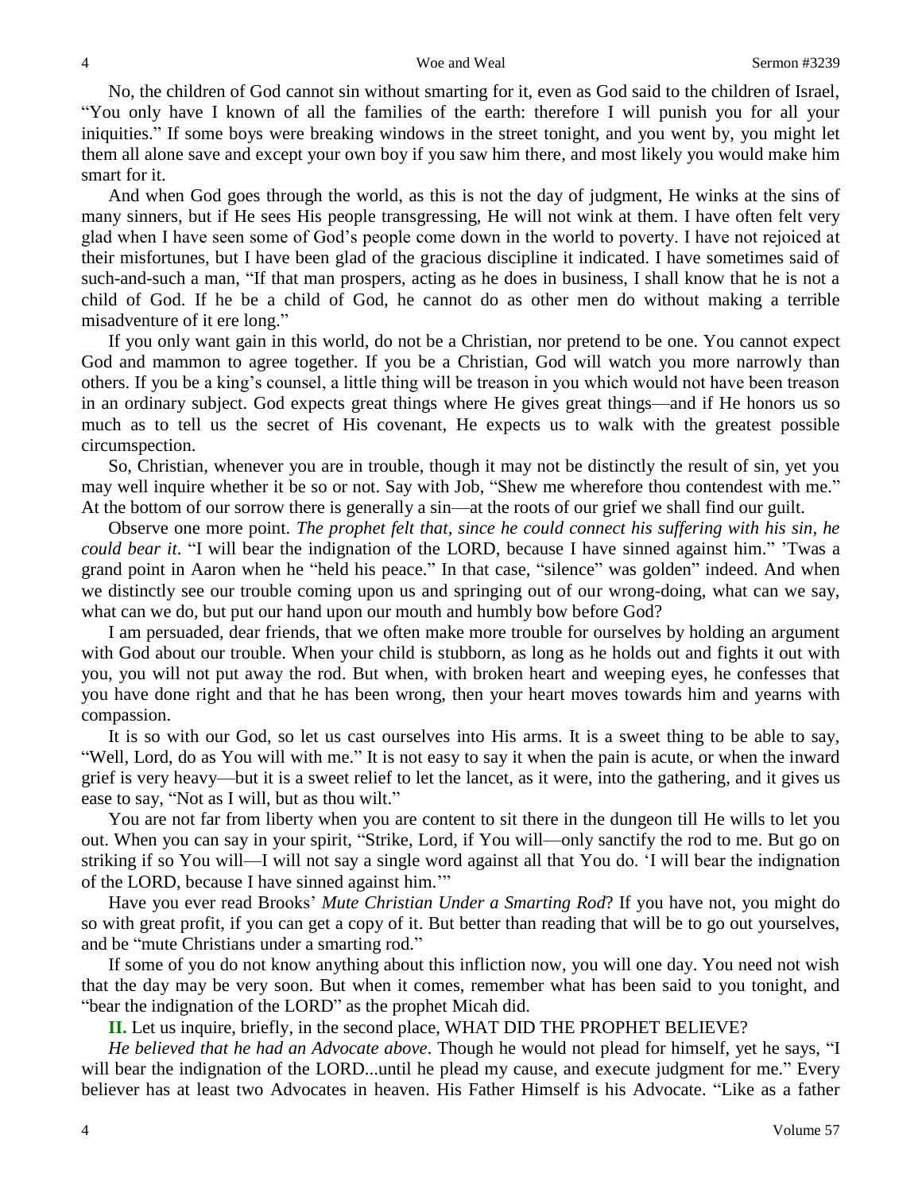No, the children of God cannot sin without smarting for it, even as God said to the children of Israel, "You only have I known of all the families of the earth: therefore I will punish you for all your iniquities." If some boys were breaking windows in the street tonight, and you went by, you might let them all alone save and except your own boy if you saw him there, and most likely you would make him smart for it.

And when God goes through the world, as this is not the day of judgment, He winks at the sins of many sinners, but if He sees His people transgressing, He will not wink at them. I have often felt very glad when I have seen some of God's people come down in the world to poverty. I have not rejoiced at their misfortunes, but I have been glad of the gracious discipline it indicated. I have sometimes said of such-and-such a man, "If that man prospers, acting as he does in business, I shall know that he is not a child of God. If he be a child of God, he cannot do as other men do without making a terrible misadventure of it ere long."

If you only want gain in this world, do not be a Christian, nor pretend to be one. You cannot expect God and mammon to agree together. If you be a Christian, God will watch you more narrowly than others. If you be a king's counsel, a little thing will be treason in you which would not have been treason in an ordinary subject. God expects great things where He gives great things—and if He honors us so much as to tell us the secret of His covenant, He expects us to walk with the greatest possible circumspection.

So, Christian, whenever you are in trouble, though it may not be distinctly the result of sin, yet you may well inquire whether it be so or not. Say with Job, "Shew me wherefore thou contendest with me." At the bottom of our sorrow there is generally a sin—at the roots of our grief we shall find our guilt.

Observe one more point. *The prophet felt that, since he could connect his suffering with his sin, he could bear it*. "I will bear the indignation of the LORD, because I have sinned against him." 'Twas a grand point in Aaron when he "held his peace." In that case, "silence" was golden" indeed. And when we distinctly see our trouble coming upon us and springing out of our wrong-doing, what can we say, what can we do, but put our hand upon our mouth and humbly bow before God?

I am persuaded, dear friends, that we often make more trouble for ourselves by holding an argument with God about our trouble. When your child is stubborn, as long as he holds out and fights it out with you, you will not put away the rod. But when, with broken heart and weeping eyes, he confesses that you have done right and that he has been wrong, then your heart moves towards him and yearns with compassion.

It is so with our God, so let us cast ourselves into His arms. It is a sweet thing to be able to say, "Well, Lord, do as You will with me." It is not easy to say it when the pain is acute, or when the inward grief is very heavy—but it is a sweet relief to let the lancet, as it were, into the gathering, and it gives us ease to say, "Not as I will, but as thou wilt."

You are not far from liberty when you are content to sit there in the dungeon till He wills to let you out. When you can say in your spirit, "Strike, Lord, if You will—only sanctify the rod to me. But go on striking if so You will—I will not say a single word against all that You do. 'I will bear the indignation of the LORD, because I have sinned against him.'"

Have you ever read Brooks' *Mute Christian Under a Smarting Rod*? If you have not, you might do so with great profit, if you can get a copy of it. But better than reading that will be to go out yourselves, and be "mute Christians under a smarting rod."

If some of you do not know anything about this infliction now, you will one day. You need not wish that the day may be very soon. But when it comes, remember what has been said to you tonight, and "bear the indignation of the LORD" as the prophet Micah did.

**II.** Let us inquire, briefly, in the second place, WHAT DID THE PROPHET BELIEVE?

*He believed that he had an Advocate above*. Though he would not plead for himself, yet he says, "I will bear the indignation of the LORD...until he plead my cause, and execute judgment for me." Every believer has at least two Advocates in heaven. His Father Himself is his Advocate. "Like as a father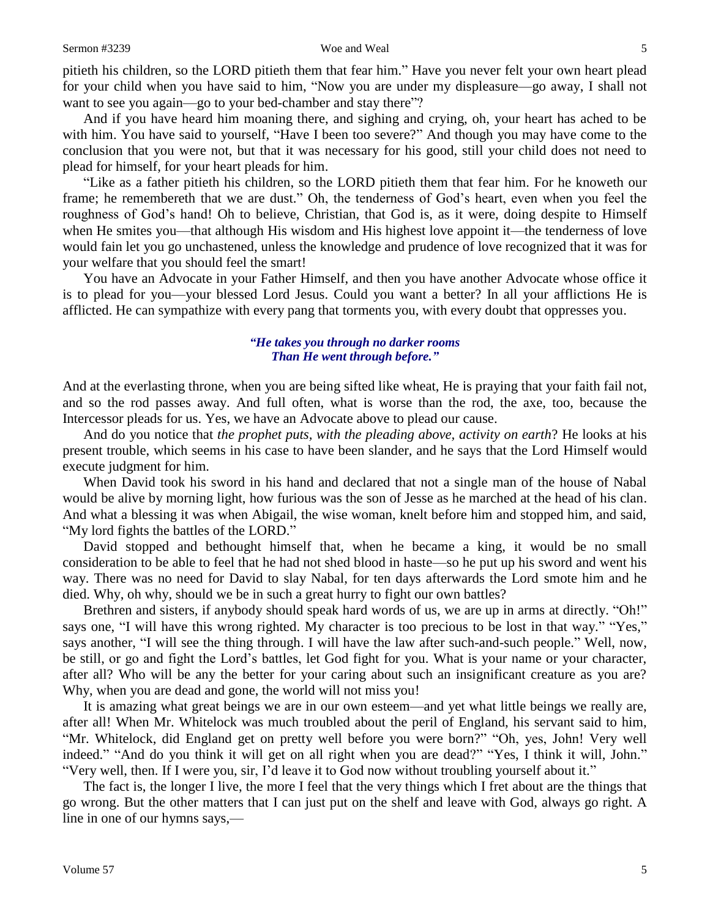pitieth his children, so the LORD pitieth them that fear him." Have you never felt your own heart plead for your child when you have said to him, "Now you are under my displeasure—go away, I shall not want to see you again—go to your bed-chamber and stay there"?

And if you have heard him moaning there, and sighing and crying, oh, your heart has ached to be with him. You have said to yourself, "Have I been too severe?" And though you may have come to the conclusion that you were not, but that it was necessary for his good, still your child does not need to plead for himself, for your heart pleads for him.

"Like as a father pitieth his children, so the LORD pitieth them that fear him. For he knoweth our frame; he remembereth that we are dust." Oh, the tenderness of God's heart, even when you feel the roughness of God's hand! Oh to believe, Christian, that God is, as it were, doing despite to Himself when He smites you—that although His wisdom and His highest love appoint it—the tenderness of love would fain let you go unchastened, unless the knowledge and prudence of love recognized that it was for your welfare that you should feel the smart!

You have an Advocate in your Father Himself, and then you have another Advocate whose office it is to plead for you—your blessed Lord Jesus. Could you want a better? In all your afflictions He is afflicted. He can sympathize with every pang that torments you, with every doubt that oppresses you.

> ***"He takes you through no darker rooms***
> ***Than He went through before."***

And at the everlasting throne, when you are being sifted like wheat, He is praying that your faith fail not, and so the rod passes away. And full often, what is worse than the rod, the axe, too, because the Intercessor pleads for us. Yes, we have an Advocate above to plead our cause.

And do you notice that *the prophet puts, with the pleading above, activity on earth*? He looks at his present trouble, which seems in his case to have been slander, and he says that the Lord Himself would execute judgment for him.

When David took his sword in his hand and declared that not a single man of the house of Nabal would be alive by morning light, how furious was the son of Jesse as he marched at the head of his clan. And what a blessing it was when Abigail, the wise woman, knelt before him and stopped him, and said, "My lord fights the battles of the LORD."

David stopped and bethought himself that, when he became a king, it would be no small consideration to be able to feel that he had not shed blood in haste—so he put up his sword and went his way. There was no need for David to slay Nabal, for ten days afterwards the Lord smote him and he died. Why, oh why, should we be in such a great hurry to fight our own battles?

Brethren and sisters, if anybody should speak hard words of us, we are up in arms at directly. "Oh!" says one, "I will have this wrong righted. My character is too precious to be lost in that way." "Yes," says another, "I will see the thing through. I will have the law after such-and-such people." Well, now, be still, or go and fight the Lord's battles, let God fight for you. What is your name or your character, after all? Who will be any the better for your caring about such an insignificant creature as you are? Why, when you are dead and gone, the world will not miss you!

It is amazing what great beings we are in our own esteem—and yet what little beings we really are, after all! When Mr. Whitelock was much troubled about the peril of England, his servant said to him, "Mr. Whitelock, did England get on pretty well before you were born?" "Oh, yes, John! Very well indeed." "And do you think it will get on all right when you are dead?" "Yes, I think it will, John." "Very well, then. If I were you, sir, I'd leave it to God now without troubling yourself about it."

The fact is, the longer I live, the more I feel that the very things which I fret about are the things that go wrong. But the other matters that I can just put on the shelf and leave with God, always go right. A line in one of our hymns says,—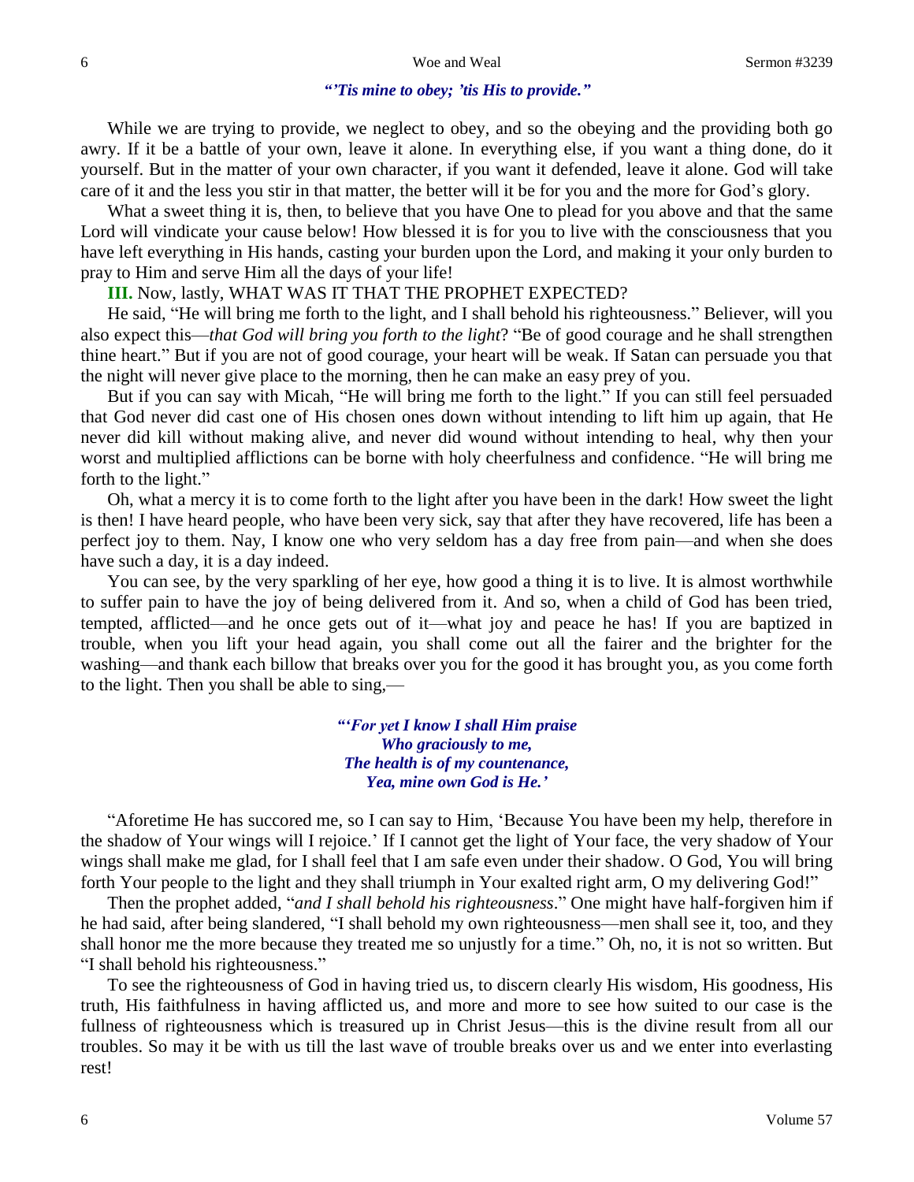***"'Tis mine to obey; 'tis His to provide."***

While we are trying to provide, we neglect to obey, and so the obeying and the providing both go awry. If it be a battle of your own, leave it alone. In everything else, if you want a thing done, do it yourself. But in the matter of your own character, if you want it defended, leave it alone. God will take care of it and the less you stir in that matter, the better will it be for you and the more for God's glory.

What a sweet thing it is, then, to believe that you have One to plead for you above and that the same Lord will vindicate your cause below! How blessed it is for you to live with the consciousness that you have left everything in His hands, casting your burden upon the Lord, and making it your only burden to pray to Him and serve Him all the days of your life!

**III.** Now, lastly, WHAT WAS IT THAT THE PROPHET EXPECTED?

He said, "He will bring me forth to the light, and I shall behold his righteousness." Believer, will you also expect this—*that God will bring you forth to the light*? "Be of good courage and he shall strengthen thine heart." But if you are not of good courage, your heart will be weak. If Satan can persuade you that the night will never give place to the morning, then he can make an easy prey of you.

But if you can say with Micah, "He will bring me forth to the light." If you can still feel persuaded that God never did cast one of His chosen ones down without intending to lift him up again, that He never did kill without making alive, and never did wound without intending to heal, why then your worst and multiplied afflictions can be borne with holy cheerfulness and confidence. "He will bring me forth to the light."

Oh, what a mercy it is to come forth to the light after you have been in the dark! How sweet the light is then! I have heard people, who have been very sick, say that after they have recovered, life has been a perfect joy to them. Nay, I know one who very seldom has a day free from pain—and when she does have such a day, it is a day indeed.

You can see, by the very sparkling of her eye, how good a thing it is to live. It is almost worthwhile to suffer pain to have the joy of being delivered from it. And so, when a child of God has been tried, tempted, afflicted—and he once gets out of it—what joy and peace he has! If you are baptized in trouble, when you lift your head again, you shall come out all the fairer and the brighter for the washing—and thank each billow that breaks over you for the good it has brought you, as you come forth to the light. Then you shall be able to sing,—

***"'For yet I know I shall Him praise***
***Who graciously to me,***
***The health is of my countenance,***
***Yea, mine own God is He.'***

"Aforetime He has succored me, so I can say to Him, 'Because You have been my help, therefore in the shadow of Your wings will I rejoice.' If I cannot get the light of Your face, the very shadow of Your wings shall make me glad, for I shall feel that I am safe even under their shadow. O God, You will bring forth Your people to the light and they shall triumph in Your exalted right arm, O my delivering God!"

Then the prophet added, "*and I shall behold his righteousness*." One might have half-forgiven him if he had said, after being slandered, "I shall behold my own righteousness—men shall see it, too, and they shall honor me the more because they treated me so unjustly for a time." Oh, no, it is not so written. But "I shall behold his righteousness."

To see the righteousness of God in having tried us, to discern clearly His wisdom, His goodness, His truth, His faithfulness in having afflicted us, and more and more to see how suited to our case is the fullness of righteousness which is treasured up in Christ Jesus—this is the divine result from all our troubles. So may it be with us till the last wave of trouble breaks over us and we enter into everlasting rest!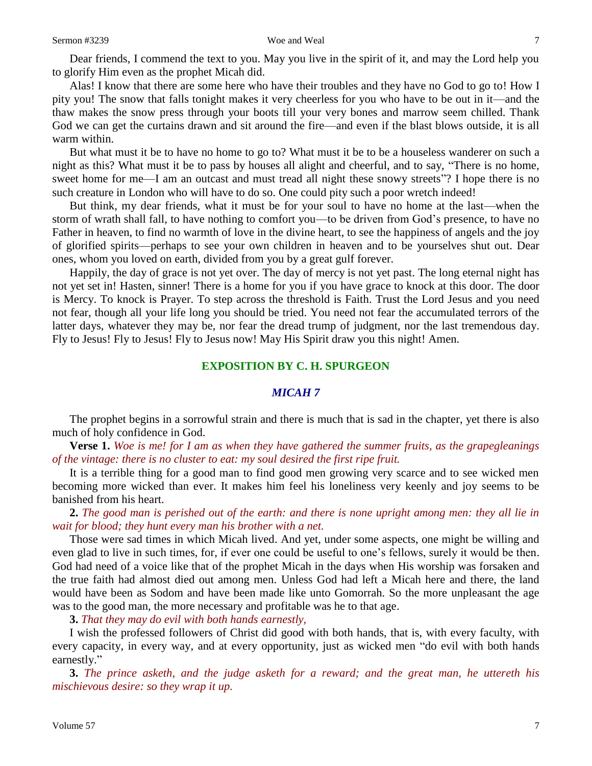Dear friends, I commend the text to you. May you live in the spirit of it, and may the Lord help you to glorify Him even as the prophet Micah did.

Alas! I know that there are some here who have their troubles and they have no God to go to! How I pity you! The snow that falls tonight makes it very cheerless for you who have to be out in it—and the thaw makes the snow press through your boots till your very bones and marrow seem chilled. Thank God we can get the curtains drawn and sit around the fire—and even if the blast blows outside, it is all warm within.

But what must it be to have no home to go to? What must it be to be a houseless wanderer on such a night as this? What must it be to pass by houses all alight and cheerful, and to say, "There is no home, sweet home for me—I am an outcast and must tread all night these snowy streets"? I hope there is no such creature in London who will have to do so. One could pity such a poor wretch indeed!

But think, my dear friends, what it must be for your soul to have no home at the last—when the storm of wrath shall fall, to have nothing to comfort you—to be driven from God's presence, to have no Father in heaven, to find no warmth of love in the divine heart, to see the happiness of angels and the joy of glorified spirits—perhaps to see your own children in heaven and to be yourselves shut out. Dear ones, whom you loved on earth, divided from you by a great gulf forever.

Happily, the day of grace is not yet over. The day of mercy is not yet past. The long eternal night has not yet set in! Hasten, sinner! There is a home for you if you have grace to knock at this door. The door is Mercy. To knock is Prayer. To step across the threshold is Faith. Trust the Lord Jesus and you need not fear, though all your life long you should be tried. You need not fear the accumulated terrors of the latter days, whatever they may be, nor fear the dread trump of judgment, nor the last tremendous day. Fly to Jesus! Fly to Jesus! Fly to Jesus now! May His Spirit draw you this night! Amen.

## EXPOSITION BY C. H. SPURGEON

### *MICAH 7*

The prophet begins in a sorrowful strain and there is much that is sad in the chapter, yet there is also much of holy confidence in God.

**Verse 1.** *Woe is me! for I am as when they have gathered the summer fruits, as the grapegleanings of the vintage: there is no cluster to eat: my soul desired the first ripe fruit.*

It is a terrible thing for a good man to find good men growing very scarce and to see wicked men becoming more wicked than ever. It makes him feel his loneliness very keenly and joy seems to be banished from his heart.

**2.** *The good man is perished out of the earth: and there is none upright among men: they all lie in wait for blood; they hunt every man his brother with a net.*

Those were sad times in which Micah lived. And yet, under some aspects, one might be willing and even glad to live in such times, for, if ever one could be useful to one's fellows, surely it would be then. God had need of a voice like that of the prophet Micah in the days when His worship was forsaken and the true faith had almost died out among men. Unless God had left a Micah here and there, the land would have been as Sodom and have been made like unto Gomorrah. So the more unpleasant the age was to the good man, the more necessary and profitable was he to that age.

**3.** *That they may do evil with both hands earnestly,*

I wish the professed followers of Christ did good with both hands, that is, with every faculty, with every capacity, in every way, and at every opportunity, just as wicked men "do evil with both hands earnestly."

**3.** *The prince asketh, and the judge asketh for a reward; and the great man, he uttereth his mischievous desire: so they wrap it up.*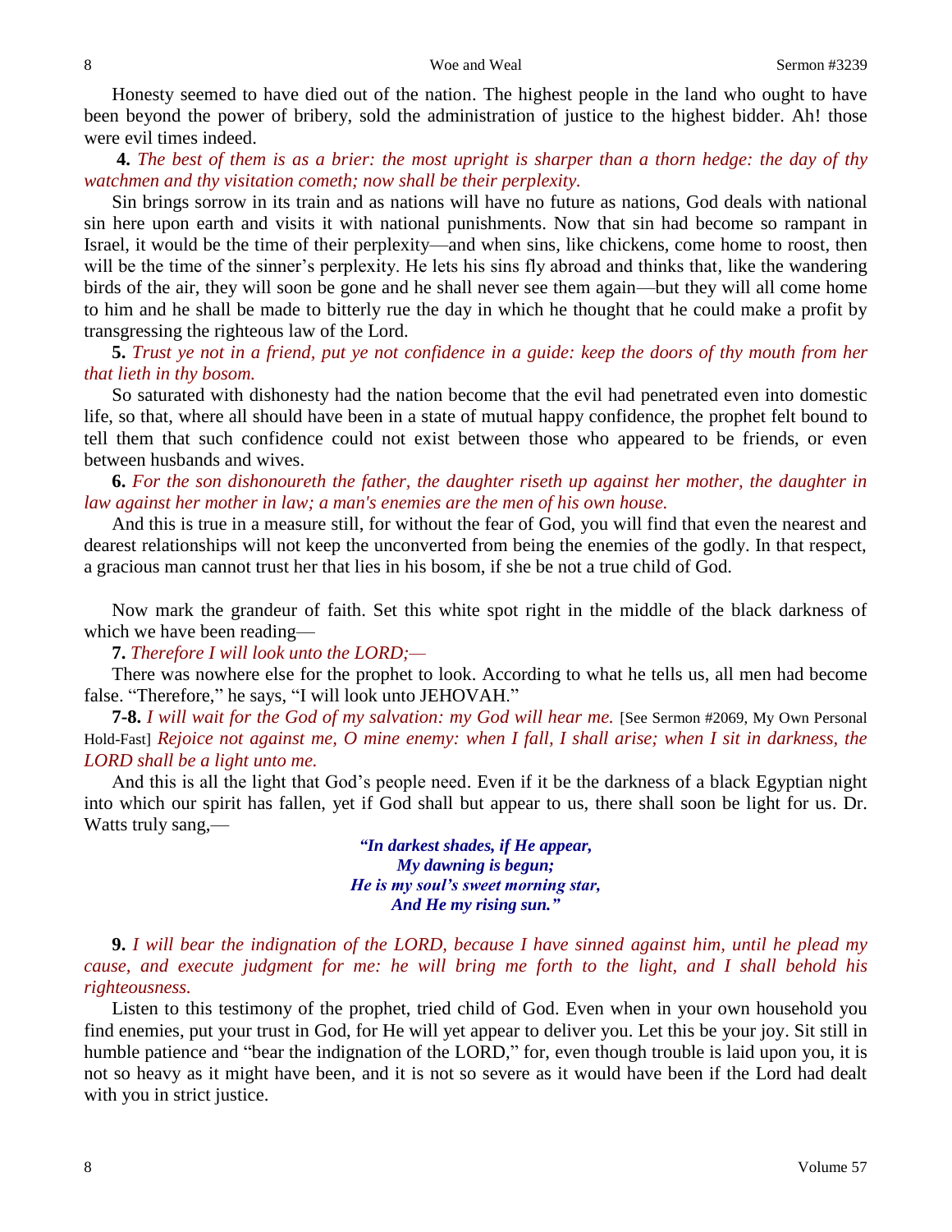Honesty seemed to have died out of the nation. The highest people in the land who ought to have been beyond the power of bribery, sold the administration of justice to the highest bidder. Ah! those were evil times indeed.

**4.** *The best of them is as a brier: the most upright is sharper than a thorn hedge: the day of thy watchmen and thy visitation cometh; now shall be their perplexity.*

Sin brings sorrow in its train and as nations will have no future as nations, God deals with national sin here upon earth and visits it with national punishments. Now that sin had become so rampant in Israel, it would be the time of their perplexity—and when sins, like chickens, come home to roost, then will be the time of the sinner's perplexity. He lets his sins fly abroad and thinks that, like the wandering birds of the air, they will soon be gone and he shall never see them again—but they will all come home to him and he shall be made to bitterly rue the day in which he thought that he could make a profit by transgressing the righteous law of the Lord.

**5.** *Trust ye not in a friend, put ye not confidence in a guide: keep the doors of thy mouth from her that lieth in thy bosom.*

So saturated with dishonesty had the nation become that the evil had penetrated even into domestic life, so that, where all should have been in a state of mutual happy confidence, the prophet felt bound to tell them that such confidence could not exist between those who appeared to be friends, or even between husbands and wives.

**6.** *For the son dishonoureth the father, the daughter riseth up against her mother, the daughter in law against her mother in law; a man's enemies are the men of his own house.*

And this is true in a measure still, for without the fear of God, you will find that even the nearest and dearest relationships will not keep the unconverted from being the enemies of the godly. In that respect, a gracious man cannot trust her that lies in his bosom, if she be not a true child of God.

Now mark the grandeur of faith. Set this white spot right in the middle of the black darkness of which we have been reading—

**7.** *Therefore I will look unto the LORD;—*

There was nowhere else for the prophet to look. According to what he tells us, all men had become false. "Therefore," he says, "I will look unto JEHOVAH."

**7-8.** *I will wait for the God of my salvation: my God will hear me.* [See Sermon #2069, My Own Personal Hold-Fast] *Rejoice not against me, O mine enemy: when I fall, I shall arise; when I sit in darkness, the LORD shall be a light unto me.*

And this is all the light that God's people need. Even if it be the darkness of a black Egyptian night into which our spirit has fallen, yet if God shall but appear to us, there shall soon be light for us. Dr. Watts truly sang,—

> ***"In darkest shades, if He appear,***
> ***My dawning is begun;***
> ***He is my soul's sweet morning star,***
> ***And He my rising sun."***

**9.** *I will bear the indignation of the LORD, because I have sinned against him, until he plead my cause, and execute judgment for me: he will bring me forth to the light, and I shall behold his righteousness.*

Listen to this testimony of the prophet, tried child of God. Even when in your own household you find enemies, put your trust in God, for He will yet appear to deliver you. Let this be your joy. Sit still in humble patience and "bear the indignation of the LORD," for, even though trouble is laid upon you, it is not so heavy as it might have been, and it is not so severe as it would have been if the Lord had dealt with you in strict justice.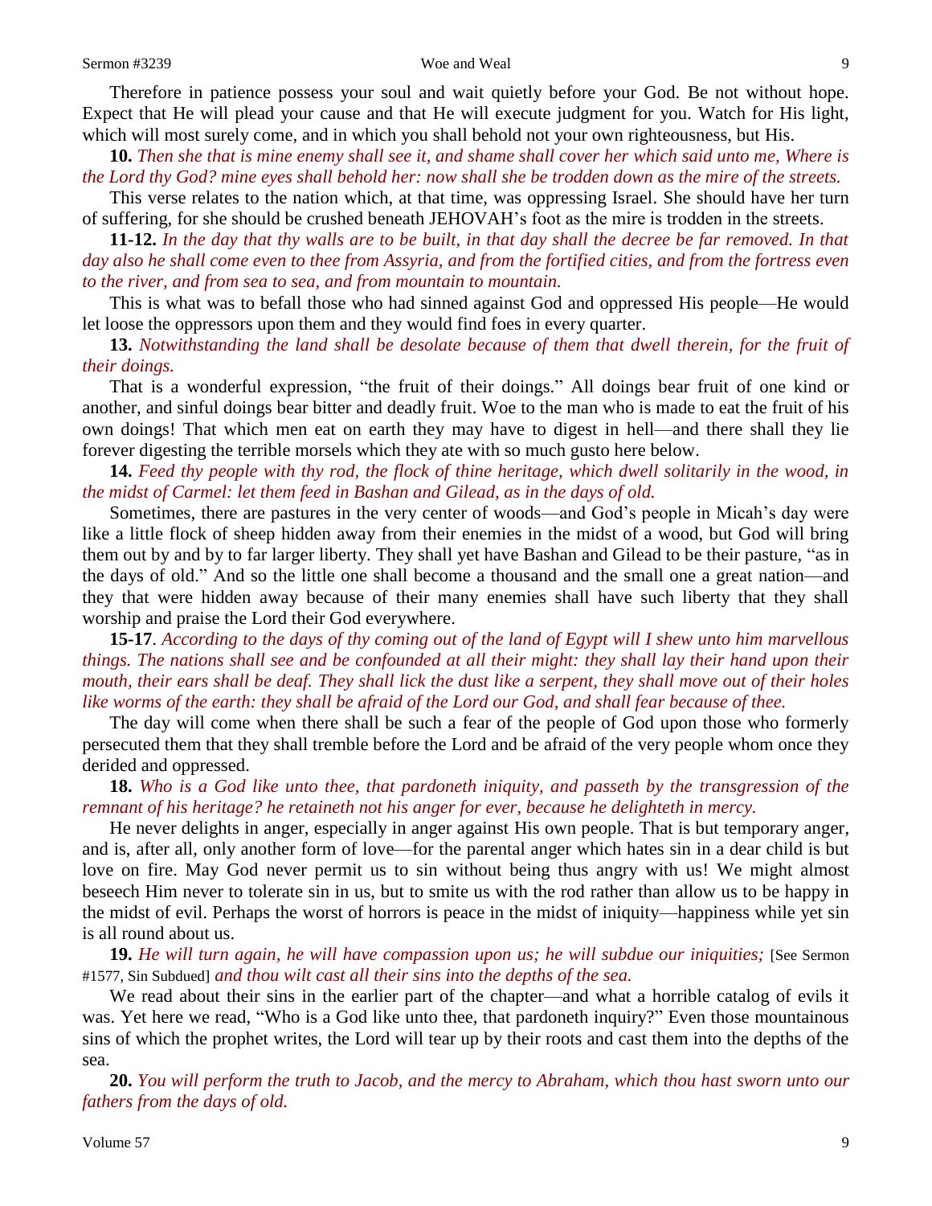Therefore in patience possess your soul and wait quietly before your God. Be not without hope. Expect that He will plead your cause and that He will execute judgment for you. Watch for His light, which will most surely come, and in which you shall behold not your own righteousness, but His.

**10.** *Then she that is mine enemy shall see it, and shame shall cover her which said unto me, Where is the Lord thy God? mine eyes shall behold her: now shall she be trodden down as the mire of the streets.*

This verse relates to the nation which, at that time, was oppressing Israel. She should have her turn of suffering, for she should be crushed beneath JEHOVAH's foot as the mire is trodden in the streets.

**11-12.** *In the day that thy walls are to be built, in that day shall the decree be far removed. In that day also he shall come even to thee from Assyria, and from the fortified cities, and from the fortress even to the river, and from sea to sea, and from mountain to mountain.*

This is what was to befall those who had sinned against God and oppressed His people—He would let loose the oppressors upon them and they would find foes in every quarter.

**13.** *Notwithstanding the land shall be desolate because of them that dwell therein, for the fruit of their doings.*

That is a wonderful expression, "the fruit of their doings." All doings bear fruit of one kind or another, and sinful doings bear bitter and deadly fruit. Woe to the man who is made to eat the fruit of his own doings! That which men eat on earth they may have to digest in hell—and there shall they lie forever digesting the terrible morsels which they ate with so much gusto here below.

**14.** *Feed thy people with thy rod, the flock of thine heritage, which dwell solitarily in the wood, in the midst of Carmel: let them feed in Bashan and Gilead, as in the days of old.*

Sometimes, there are pastures in the very center of woods—and God's people in Micah's day were like a little flock of sheep hidden away from their enemies in the midst of a wood, but God will bring them out by and by to far larger liberty. They shall yet have Bashan and Gilead to be their pasture, "as in the days of old." And so the little one shall become a thousand and the small one a great nation—and they that were hidden away because of their many enemies shall have such liberty that they shall worship and praise the Lord their God everywhere.

**15-17**. *According to the days of thy coming out of the land of Egypt will I shew unto him marvellous things. The nations shall see and be confounded at all their might: they shall lay their hand upon their mouth, their ears shall be deaf. They shall lick the dust like a serpent, they shall move out of their holes like worms of the earth: they shall be afraid of the Lord our God, and shall fear because of thee.*

The day will come when there shall be such a fear of the people of God upon those who formerly persecuted them that they shall tremble before the Lord and be afraid of the very people whom once they derided and oppressed.

**18.** *Who is a God like unto thee, that pardoneth iniquity, and passeth by the transgression of the remnant of his heritage? he retaineth not his anger for ever, because he delighteth in mercy.*

He never delights in anger, especially in anger against His own people. That is but temporary anger, and is, after all, only another form of love—for the parental anger which hates sin in a dear child is but love on fire. May God never permit us to sin without being thus angry with us! We might almost beseech Him never to tolerate sin in us, but to smite us with the rod rather than allow us to be happy in the midst of evil. Perhaps the worst of horrors is peace in the midst of iniquity—happiness while yet sin is all round about us.

**19.** *He will turn again, he will have compassion upon us; he will subdue our iniquities;* [See Sermon #1577, Sin Subdued] *and thou wilt cast all their sins into the depths of the sea.*

We read about their sins in the earlier part of the chapter—and what a horrible catalog of evils it was. Yet here we read, "Who is a God like unto thee, that pardoneth inquiry?" Even those mountainous sins of which the prophet writes, the Lord will tear up by their roots and cast them into the depths of the sea.

**20.** *You will perform the truth to Jacob, and the mercy to Abraham, which thou hast sworn unto our fathers from the days of old.*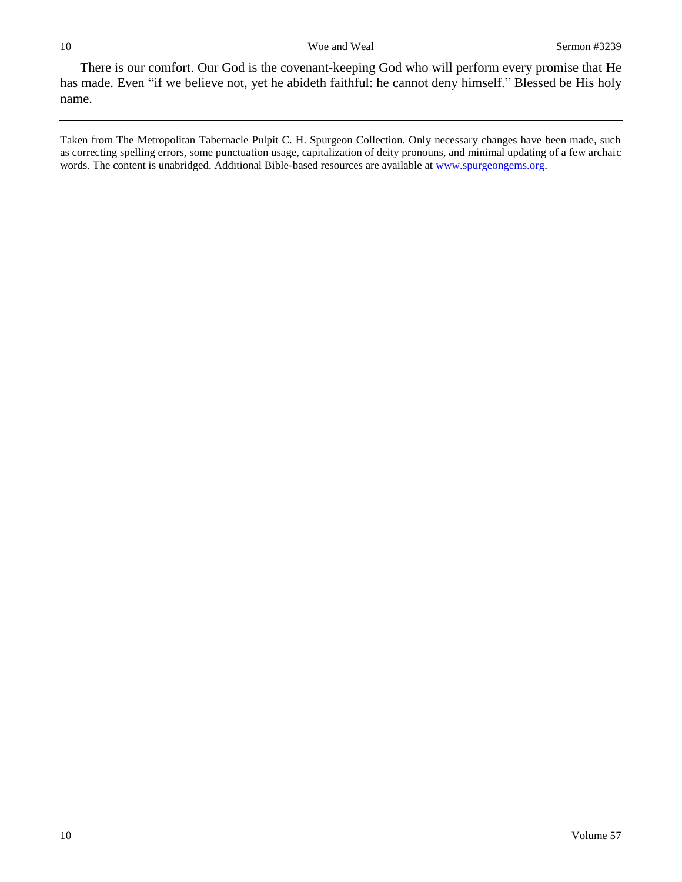There is our comfort. Our God is the covenant-keeping God who will perform every promise that He has made. Even "if we believe not, yet he abideth faithful: he cannot deny himself." Blessed be His holy name.

---

Taken from The Metropolitan Tabernacle Pulpit C. H. Spurgeon Collection. Only necessary changes have been made, such as correcting spelling errors, some punctuation usage, capitalization of deity pronouns, and minimal updating of a few archaic words. The content is unabridged. Additional Bible-based resources are available at www.spurgeongems.org.